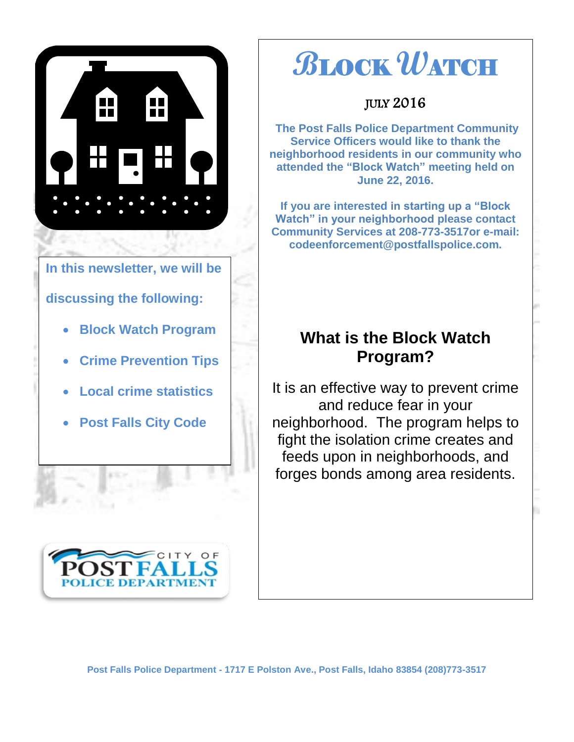# Block Watch

JULY 2016

**The Post Falls Police Department Community Service Officers would like to thank the neighborhood residents in our community who attended the "Block Watch" meeting held on June 22, 2016.**

**If you are interested in starting up a "Block Watch" in your neighborhood please contact Community Services at 208-773-3517or e-mail: codeenforcement@postfallspolice.com.**

**In this newsletter, we will be discussing the following:**

- **Block Watch Program**
- **Crime Prevention Tips**
- **Local crime statistics**
- **Post Falls City Code**

## What is the Block Watch Program?

It is an effective way to prevent crime and reduce fear in your neighborhood. The program helps to fight the isolation crime creates and feeds upon in neighborhoods, and forges bonds among area residents.

CITY OF POST FALLS POLICE DEPARTMENT

**Post Falls Police Department - 1717 E Polston Ave., Post Falls, Idaho 83854 (208)773-3517**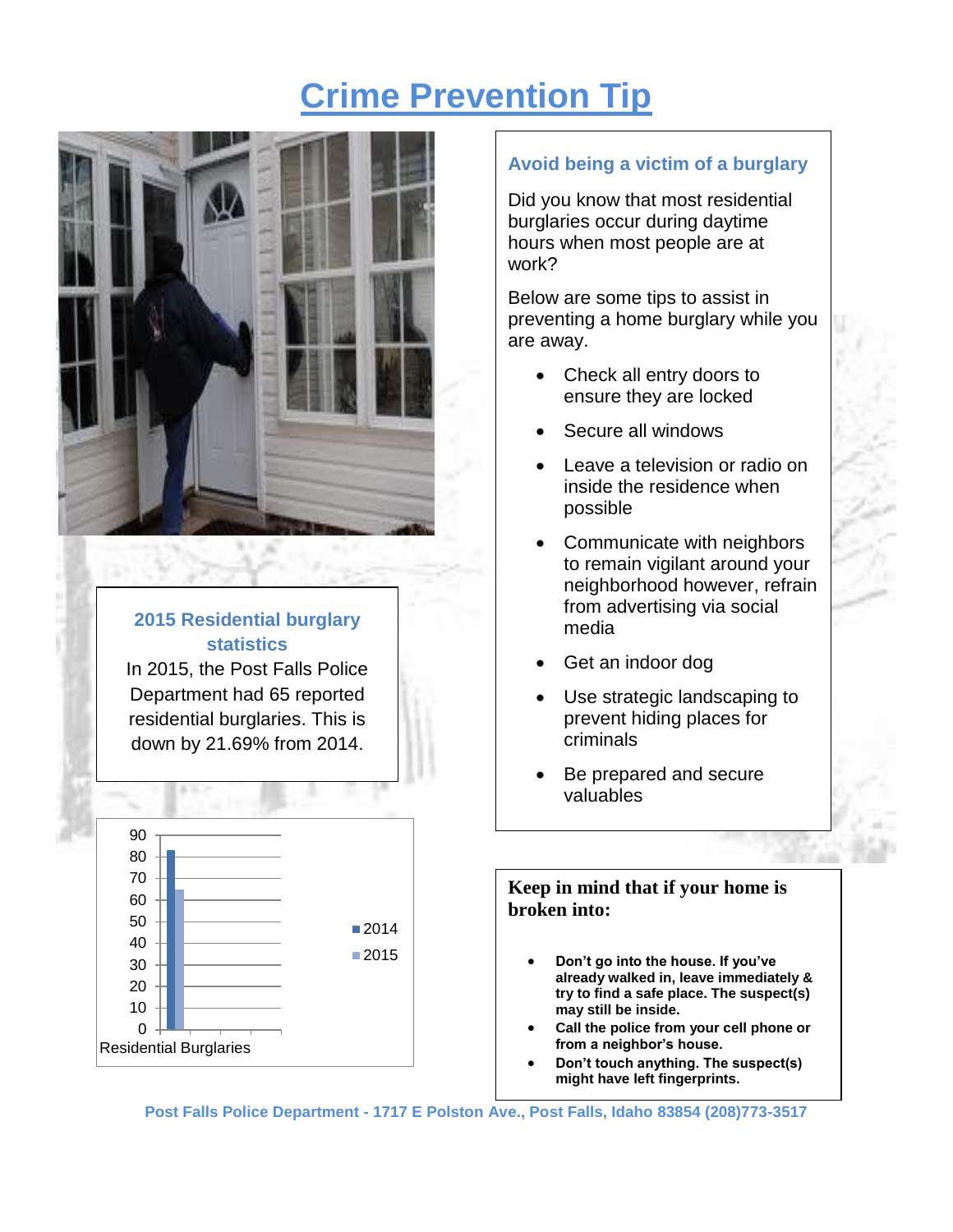# Crime Prevention Tip

## 2015 Residential burglary statistics

In 2015, the Post Falls Police Department had 65 reported residential burglaries. This is down by 21.69% from 2014.

| Residential Burglaries | 2014 | 2015 |
|---|---|---|
| | 83 | 65 |

## Avoid being a victim of a burglary

Did you know that most residential burglaries occur during daytime hours when most people are at work?

Below are some tips to assist in preventing a home burglary while you are away.

- Check all entry doors to ensure they are locked
- Secure all windows
- Leave a television or radio on inside the residence when possible
- Communicate with neighbors to remain vigilant around your neighborhood however, refrain from advertising via social media
- Get an indoor dog
- Use strategic landscaping to prevent hiding places for criminals
- Be prepared and secure valuables

**Keep in mind that if your home is broken into:**

- **Don't go into the house. If you've already walked in, leave immediately & try to find a safe place. The suspect(s) may still be inside.**
- **Call the police from your cell phone or from a neighbor's house.**
- **Don't touch anything. The suspect(s) might have left fingerprints.**

**Post Falls Police Department - 1717 E Polston Ave., Post Falls, Idaho 83854 (208)773-3517**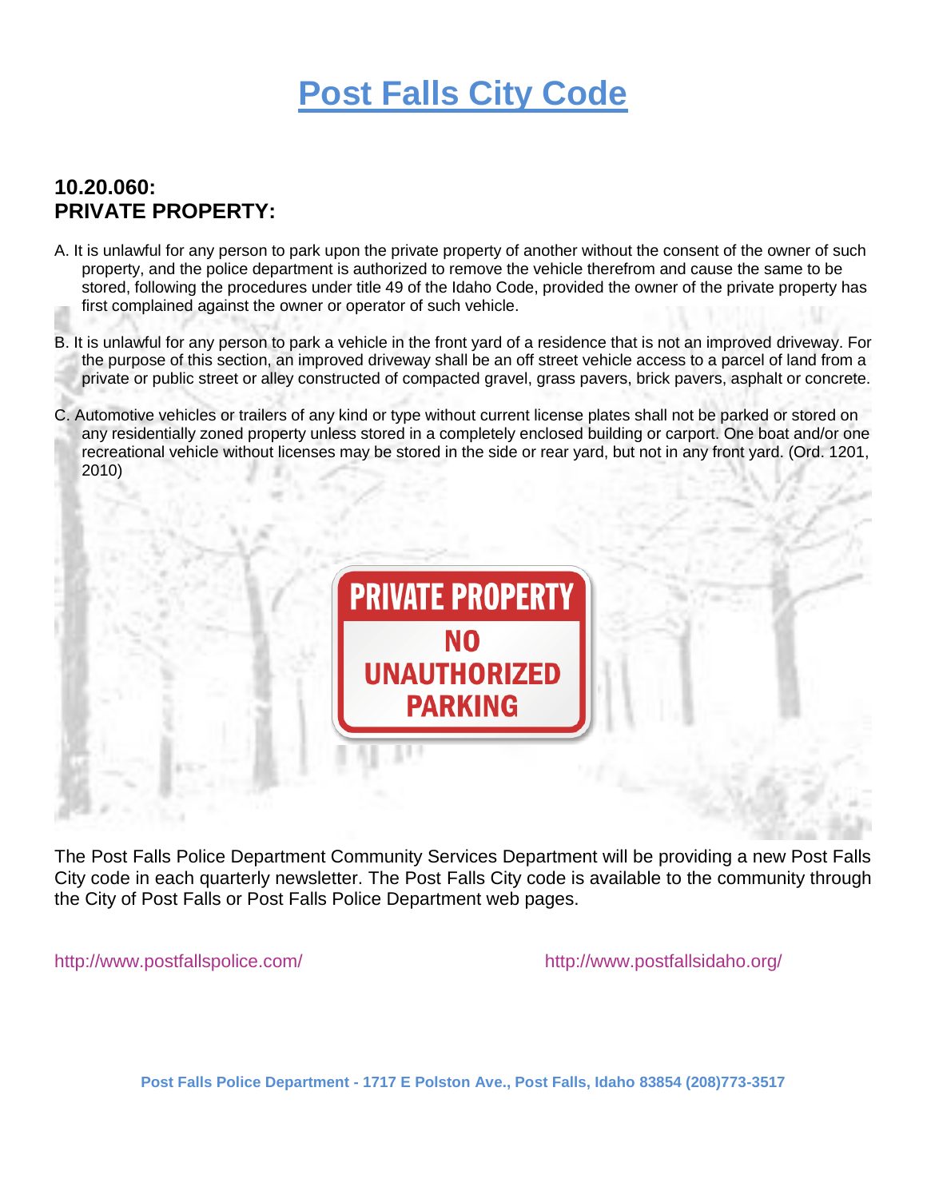# Post Falls City Code

## 10.20.060:
## PRIVATE PROPERTY:

A. It is unlawful for any person to park upon the private property of another without the consent of the owner of such property, and the police department is authorized to remove the vehicle therefrom and cause the same to be stored, following the procedures under title 49 of the Idaho Code, provided the owner of the private property has first complained against the owner or operator of such vehicle.

B. It is unlawful for any person to park a vehicle in the front yard of a residence that is not an improved driveway. For the purpose of this section, an improved driveway shall be an off street vehicle access to a parcel of land from a private or public street or alley constructed of compacted gravel, grass pavers, brick pavers, asphalt or concrete.

C. Automotive vehicles or trailers of any kind or type without current license plates shall not be parked or stored on any residentially zoned property unless stored in a completely enclosed building or carport. One boat and/or one recreational vehicle without licenses may be stored in the side or rear yard, but not in any front yard. (Ord. 1201, 2010)

PRIVATE PROPERTY
NO UNAUTHORIZED PARKING

The Post Falls Police Department Community Services Department will be providing a new Post Falls City code in each quarterly newsletter. The Post Falls City code is available to the community through the City of Post Falls or Post Falls Police Department web pages.

http://www.postfallspolice.com/

http://www.postfallsidaho.org/

**Post Falls Police Department - 1717 E Polston Ave., Post Falls, Idaho 83854 (208)773-3517**